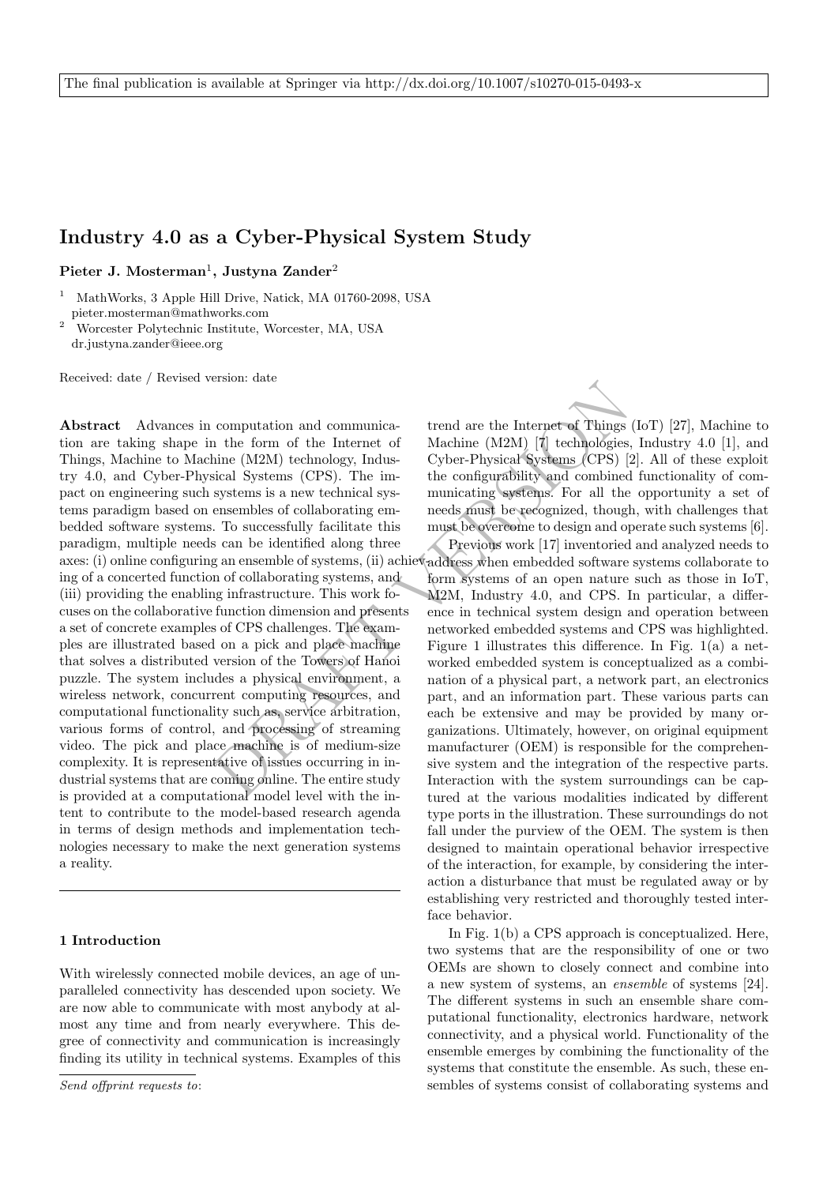The final publication is available at Springer via http://dx.doi.org/10.1007/s10270-015-0493-x

# Industry 4.0 as a Cyber-Physical System Study

**Pieter J. Mosterman**[1], **Justyna Zander**[2]

[1] MathWorks, 3 Apple Hill Drive, Natick, MA 01760-2098, USA pieter.mosterman@mathworks.com
[2] Worcester Polytechnic Institute, Worcester, MA, USA dr.justyna.zander@ieee.org

Received: date / Revised version: date

**Abstract** Advances in computation and communication are taking shape in the form of the Internet of Things, Machine to Machine (M2M) technology, Industry 4.0, and Cyber-Physical Systems (CPS). The impact on engineering such systems is a new technical systems paradigm based on ensembles of collaborating embedded software systems. To successfully facilitate this paradigm, multiple needs can be identified along three axes: (i) online configuring an ensemble of systems, (ii) achieving of a concerted function of collaborating systems, and (iii) providing the enabling infrastructure. This work focuses on the collaborative function dimension and presents a set of concrete examples of CPS challenges. The examples are illustrated based on a pick and place machine that solves a distributed version of the Towers of Hanoi puzzle. The system includes a physical environment, a wireless network, concurrent computing resources, and computational functionality such as, service arbitration, various forms of control, and processing of streaming video. The pick and place machine is of medium-size complexity. It is representative of issues occurring in industrial systems that are coming online. The entire study is provided at a computational model level with the intent to contribute to the model-based research agenda in terms of design methods and implementation technologies necessary to make the next generation systems a reality.

## 1 Introduction

With wirelessly connected mobile devices, an age of unparalleled connectivity has descended upon society. We are now able to communicate with most anybody at almost any time and from nearly everywhere. This degree of connectivity and communication is increasingly finding its utility in technical systems. Examples of this trend are the Internet of Things (IoT) [27], Machine to Machine (M2M) [7] technologies, Industry 4.0 [1], and Cyber-Physical Systems (CPS) [2]. All of these exploit the configurability and combined functionality of communicating systems. For all the opportunity a set of needs must be recognized, though, with challenges that must be overcome to design and operate such systems [6].

Previous work [17] inventoried and analyzed needs to address when embedded software systems collaborate to form systems of an open nature such as those in IoT, M2M, Industry 4.0, and CPS. In particular, a difference in technical system design and operation between networked embedded systems and CPS was highlighted. Figure 1 illustrates this difference. In Fig. 1(a) a networked embedded system is conceptualized as a combination of a physical part, a network part, an electronics part, and an information part. These various parts can each be extensive and may be provided by many organizations. Ultimately, however, on original equipment manufacturer (OEM) is responsible for the comprehensive system and the integration of the respective parts. Interaction with the system surroundings can be captured at the various modalities indicated by different type ports in the illustration. These surroundings do not fall under the purview of the OEM. The system is then designed to maintain operational behavior irrespective of the interaction, for example, by considering the interaction a disturbance that must be regulated away or by establishing very restricted and thoroughly tested interface behavior.

In Fig. 1(b) a CPS approach is conceptualized. Here, two systems that are the responsibility of one or two OEMs are shown to closely connect and combine into a new system of systems, an *ensemble* of systems [24]. The different systems in such an ensemble share computational functionality, electronics hardware, network connectivity, and a physical world. Functionality of the ensemble emerges by combining the functionality of the systems that constitute the ensemble. As such, these ensembles of systems consist of collaborating systems and

*Send offprint requests to*: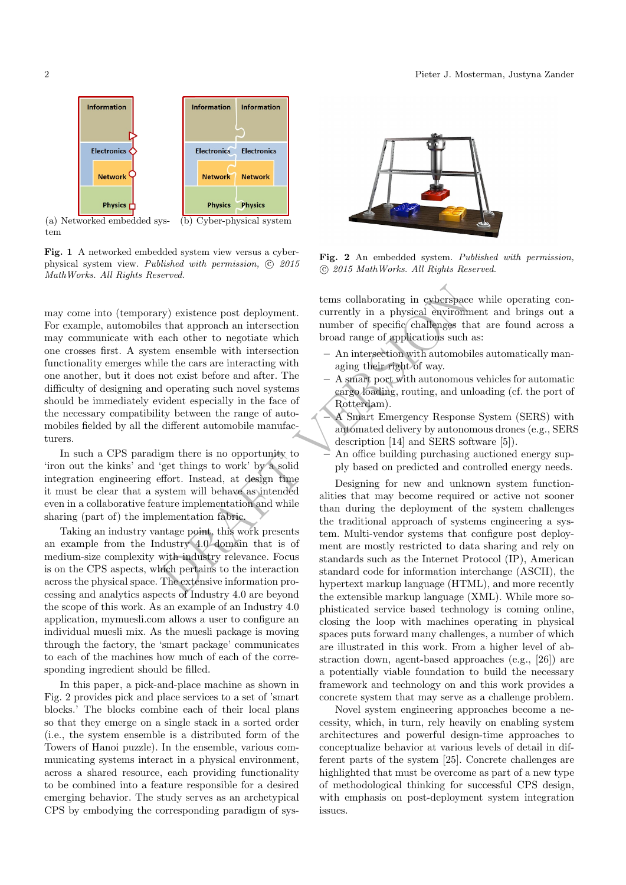(a) Networked embedded system

(b) Cyber-physical system

**Fig. 1** A networked embedded system view versus a cyber-physical system view. *Published with permission, © 2015 MathWorks. All Rights Reserved.*

**Fig. 2** An embedded system. *Published with permission, © 2015 MathWorks. All Rights Reserved.*

may come into (temporary) existence post deployment. For example, automobiles that approach an intersection may communicate with each other to negotiate which one crosses first. A system ensemble with intersection functionality emerges while the cars are interacting with one another, but it does not exist before and after. The difficulty of designing and operating such novel systems should be immediately evident especially in the face of the necessary compatibility between the range of automobiles fielded by all the different automobile manufacturers.

In such a CPS paradigm there is no opportunity to 'iron out the kinks' and 'get things to work' by a solid integration engineering effort. Instead, at design time it must be clear that a system will behave as intended even in a collaborative feature implementation and while sharing (part of) the implementation fabric.

Taking an industry vantage point, this work presents an example from the Industry 4.0 domain that is of medium-size complexity with industry relevance. Focus is on the CPS aspects, which pertains to the interaction across the physical space. The extensive information processing and analytics aspects of Industry 4.0 are beyond the scope of this work. As an example of an Industry 4.0 application, mymuesli.com allows a user to configure an individual muesli mix. As the muesli package is moving through the factory, the 'smart package' communicates to each of the machines how much of each of the corresponding ingredient should be filled.

In this paper, a pick-and-place machine as shown in Fig. 2 provides pick and place services to a set of 'smart blocks.' The blocks combine each of their local plans so that they emerge on a single stack in a sorted order (i.e., the system ensemble is a distributed form of the Towers of Hanoi puzzle). In the ensemble, various communicating systems interact in a physical environment, across a shared resource, each providing functionality to be combined into a feature responsible for a desired emerging behavior. The study serves as an archetypical CPS by embodying the corresponding paradigm of systems collaborating in cyberspace while operating concurrently in a physical environment and brings out a number of specific challenges that are found across a broad range of applications such as:

- An intersection with automobiles automatically managing their right of way.
- A smart port with autonomous vehicles for automatic cargo loading, routing, and unloading (cf. the port of Rotterdam).
- A Smart Emergency Response System (SERS) with automated delivery by autonomous drones (e.g., SERS description [14] and SERS software [5]).
- An office building purchasing auctioned energy supply based on predicted and controlled energy needs.

Designing for new and unknown system functionalities that may become required or active not sooner than during the deployment of the system challenges the traditional approach of systems engineering a system. Multi-vendor systems that configure post deployment are mostly restricted to data sharing and rely on standards such as the Internet Protocol (IP), American standard code for information interchange (ASCII), the hypertext markup language (HTML), and more recently the extensible markup language (XML). While more sophisticated service based technology is coming online, closing the loop with machines operating in physical spaces puts forward many challenges, a number of which are illustrated in this work. From a higher level of abstraction down, agent-based approaches (e.g., [26]) are a potentially viable foundation to build the necessary framework and technology on and this work provides a concrete system that may serve as a challenge problem.

Novel system engineering approaches become a necessity, which, in turn, rely heavily on enabling system architectures and powerful design-time approaches to conceptualize behavior at various levels of detail in different parts of the system [25]. Concrete challenges are highlighted that must be overcome as part of a new type of methodological thinking for successful CPS design, with emphasis on post-deployment system integration issues.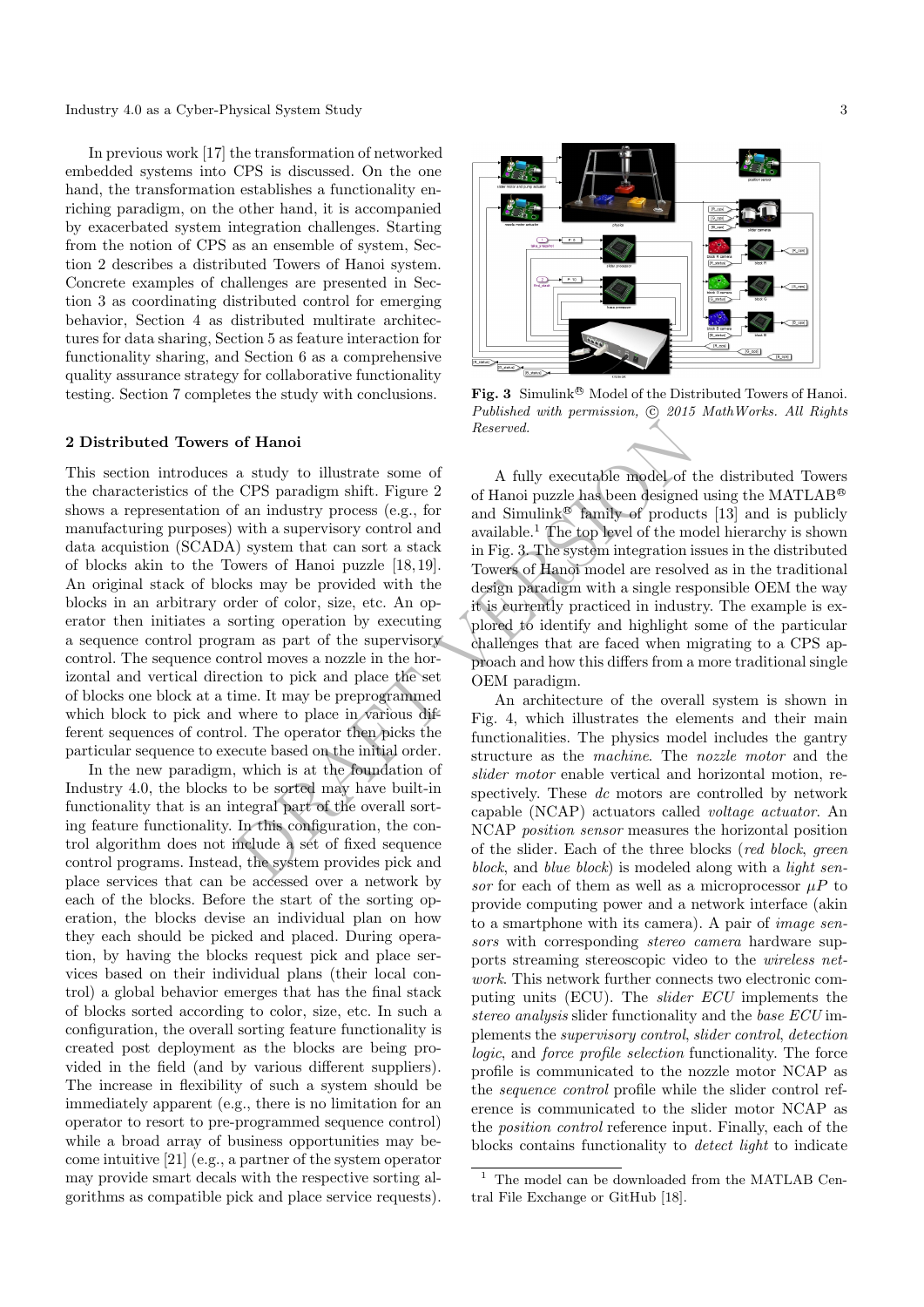In previous work [17] the transformation of networked embedded systems into CPS is discussed. On the one hand, the transformation establishes a functionality enriching paradigm, on the other hand, it is accompanied by exacerbated system integration challenges. Starting from the notion of CPS as an ensemble of system, Section 2 describes a distributed Towers of Hanoi system. Concrete examples of challenges are presented in Section 3 as coordinating distributed control for emerging behavior, Section 4 as distributed multirate architectures for data sharing, Section 5 as feature interaction for functionality sharing, and Section 6 as a comprehensive quality assurance strategy for collaborative functionality testing. Section 7 completes the study with conclusions.

## 2 Distributed Towers of Hanoi

This section introduces a study to illustrate some of the characteristics of the CPS paradigm shift. Figure 2 shows a representation of an industry process (e.g., for manufacturing purposes) with a supervisory control and data acquistion (SCADA) system that can sort a stack of blocks akin to the Towers of Hanoi puzzle [18,19]. An original stack of blocks may be provided with the blocks in an arbitrary order of color, size, etc. An operator then initiates a sorting operation by executing a sequence control program as part of the supervisory control. The sequence control moves a nozzle in the horizontal and vertical direction to pick and place the set of blocks one block at a time. It may be preprogrammed which block to pick and where to place in various different sequences of control. The operator then picks the particular sequence to execute based on the initial order.

In the new paradigm, which is at the foundation of Industry 4.0, the blocks to be sorted may have built-in functionality that is an integral part of the overall sorting feature functionality. In this configuration, the control algorithm does not include a set of fixed sequence control programs. Instead, the system provides pick and place services that can be accessed over a network by each of the blocks. Before the start of the sorting operation, the blocks devise an individual plan on how they each should be picked and placed. During operation, by having the blocks request pick and place services based on their individual plans (their local control) a global behavior emerges that has the final stack of blocks sorted according to color, size, etc. In such a configuration, the overall sorting feature functionality is created post deployment as the blocks are being provided in the field (and by various different suppliers). The increase in flexibility of such a system should be immediately apparent (e.g., there is no limitation for an operator to resort to pre-programmed sequence control) while a broad array of business opportunities may become intuitive [21] (e.g., a partner of the system operator may provide smart decals with the respective sorting algorithms as compatible pick and place service requests).

**Fig. 3** Simulink® Model of the Distributed Towers of Hanoi. *Published with permission, © 2015 MathWorks. All Rights Reserved.*

A fully executable model of the distributed Towers of Hanoi puzzle has been designed using the MATLAB® and Simulink® family of products [13] and is publicly available.[1] The top level of the model hierarchy is shown in Fig. 3. The system integration issues in the distributed Towers of Hanoi model are resolved as in the traditional design paradigm with a single responsible OEM the way it is currently practiced in industry. The example is explored to identify and highlight some of the particular challenges that are faced when migrating to a CPS approach and how this differs from a more traditional single OEM paradigm.

An architecture of the overall system is shown in Fig. 4, which illustrates the elements and their main functionalities. The physics model includes the gantry structure as the *machine*. The *nozzle motor* and the *slider motor* enable vertical and horizontal motion, respectively. These *dc* motors are controlled by network capable (NCAP) electronics called *voltage actuator*. An NCAP *position sensor* measures the horizontal position of the slider. Each of the three blocks (*red block*, *green block*, and *blue block*) is modeled along with a *light sensor* for each of them as well as a microprocessor $\mu P$ to provide computing power and a network interface (akin to a smartphone with its camera). A pair of *image sensors* with corresponding *stereo camera* hardware supports streaming stereoscopic video to the *wireless network*. This network further connects two electronic computing units (ECU). The *slider ECU* implements the *stereo analysis* slider functionality and the *base ECU* implements the *supervisory control*, *slider control*, *detection logic*, and *force profile selection* functionality. The force profile is communicated to the nozzle motor NCAP as the *sequence control* profile while the slider control reference is communicated to the slider motor NCAP as the *position control* reference input. Finally, each of the blocks contains functionality to *detect light* to indicate

[1] The model can be downloaded from the MATLAB Central File Exchange or GitHub [18].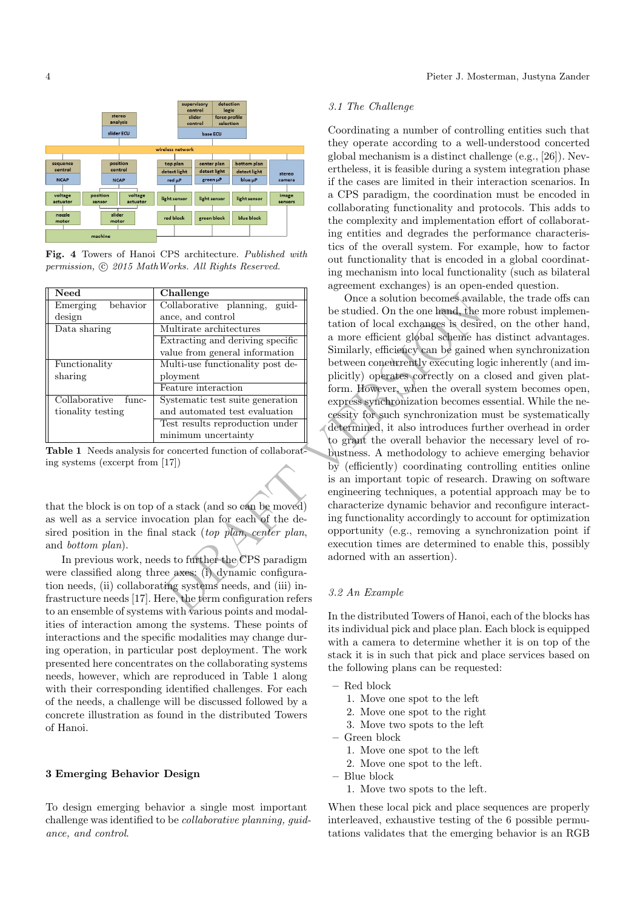supervisory control
detection logic
stereo analysis
slider control
force profile selection
slider ECU
base ECU
wireless network
sequence control
position control
top plan
center plan
bottom plan
detect light
detect light
detect light
stereo camera
NCAP
NCAP
red μP
green μP
blue μP
voltage actuator
position sensor
voltage actuator
light sensor
light sensor
light sensor
image sensors
nozzle motor
slider motor
red block
green block
blue block
machine

**Fig. 4** Towers of Hanoi CPS architecture. *Published with permission, © 2015 MathWorks. All Rights Reserved.*

| Need | Challenge |
|---|---|
| Emerging behavior design | Collaborative planning, guidance, and control |
| Data sharing | Multirate architectures |
| | Extracting and deriving specific value from general information |
| Functionality sharing | Multi-use functionality post deployment |
| | Feature interaction |
| Collaborative functionality testing | Systematic test suite generation and automated test evaluation |
| | Test results reproduction under minimum uncertainty |

**Table 1** Needs analysis for concerted function of collaborating systems (excerpt from [17])

that the block is on top of a stack (and so can be moved) as well as a service invocation plan for each of the desired position in the final stack (*top plan*, *center plan*, and *bottom plan*).

In previous work, needs to further the CPS paradigm were classified along three axes: (i) dynamic configuration needs, (ii) collaborating systems needs, and (iii) infrastructure needs [17]. Here, the term configuration refers to an ensemble of systems with various points and modalities of interaction among the systems. These points of interactions and the specific modalities may change during operation, in particular post deployment. The work presented here concentrates on the collaborating systems needs, however, which are reproduced in Table 1 along with their corresponding identified challenges. For each of the needs, a challenge will be discussed followed by a concrete illustration as found in the distributed Towers of Hanoi.

## 3 Emerging Behavior Design

To design emerging behavior a single most important challenge was identified to be *collaborative planning, guidance, and control*.

### 3.1 The Challenge

Coordinating a number of controlling entities such that they operate according to a well-understood concerted global mechanism is a distinct challenge (e.g., [26]). Nevertheless, it is feasible during a system integration phase if the cases are limited in their interaction scenarios. In a CPS paradigm, the coordination must be encoded in collaborating functionality and protocols. This adds to the complexity and implementation effort of collaborating entities and degrades the performance characteristics of the overall system. For example, how to factor out functionality that is encoded in a global coordinating mechanism into local functionality (such as bilateral agreement exchanges) is an open-ended question.

Once a solution becomes available, the trade offs can be studied. On the one hand, the more robust implementation of local exchanges is desired, on the other hand, a more efficient global scheme has distinct advantages. Similarly, efficiency can be gained when synchronization between concurrently executing logic inherently (and implicitly) operates correctly on a closed and given platform. However, when the overall system becomes open, express synchronization becomes essential. While the necessity for such synchronization must be systematically determined, it also introduces further overhead in order to grant the overall behavior the necessary level of robustness. A methodology to achieve emerging behavior by (efficiently) coordinating controlling entities online is an important topic of research. Drawing on software engineering techniques, a potential approach may be to characterize dynamic behavior and reconfigure interacting functionality accordingly to account for optimization opportunity (e.g., removing a synchronization point if execution times are determined to enable this, possibly adorned with an assertion).

### 3.2 An Example

In the distributed Towers of Hanoi, each of the blocks has its individual pick and place plan. Each block is equipped with a camera to determine whether it is on top of the stack it is in such that pick and place services based on the following plans can be requested:

- Red block
  1. Move one spot to the left
  2. Move one spot to the right
  3. Move two spots to the left
- Green block
  1. Move one spot to the left
  2. Move one spot to the left.
- Blue block
  1. Move two spots to the left.

When these local pick and place sequences are properly interleaved, exhaustive testing of the 6 possible permutations validates that the emerging behavior is an RGB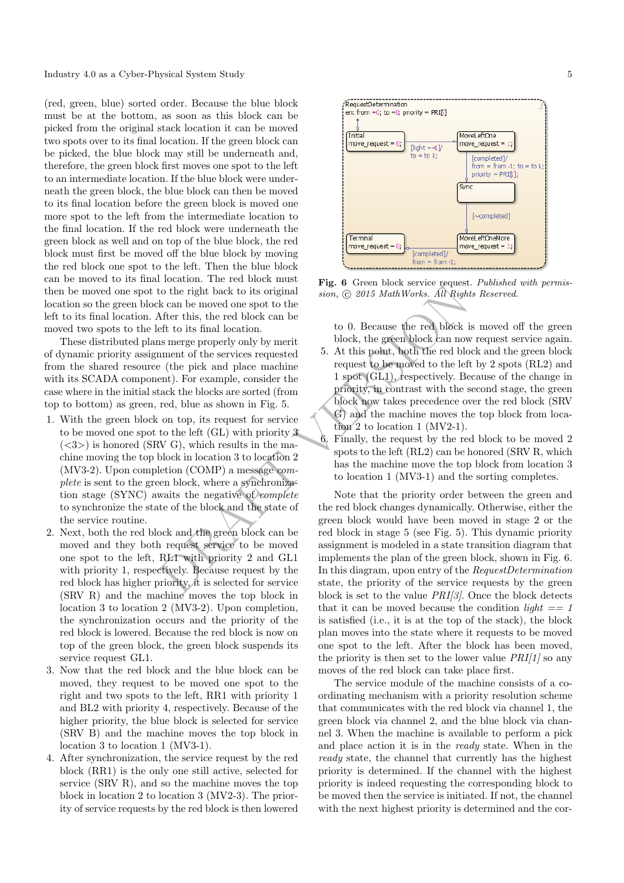(red, green, blue) sorted order. Because the blue block must be at the bottom, as soon as this block can be picked from the original stack location it can be moved two spots over to its final location. If the green block can be picked, the blue block may still be underneath and, therefore, the green block first moves one spot to the left to an intermediate location. If the blue block were underneath the green block, the blue block can then be moved to its final location before the green block is moved one more spot to the left from the intermediate location to the final location. If the red block were underneath the green block as well and on top of the blue block, the red block must first be moved off the blue block by moving the red block one spot to the left. Then the blue block can be moved to its final location. The red block must then be moved one spot to the right back to its original location so the green block can be moved one spot to the left to its final location. After this, the red block can be moved two spots to the left to its final location.

These distributed plans merge properly only by merit of dynamic priority assignment of the services requested from the shared resource (the pick and place machine with its SCADA component). For example, consider the case where in the initial stack the blocks are sorted (from top to bottom) as green, red, blue as shown in Fig. 5.

1. With the green block on top, its request for service to be moved one spot to the left (GL) with priority 3 (<3>) is honored (SRV G), which results in the machine moving the top block in location 3 to location 2 (MV3-2). Upon completion (COMP) a message *complete* is sent to the green block, where a synchronization stage (SYNC) awaits the negative of *complete* to synchronize the state of the block and the state of the service routine.
2. Next, both the red block and the green block can be moved and they both request service to be moved one spot to the left, RL1 with priority 2 and GL1 with priority 1, respectively. Because request by the red block has higher priority, it is selected for service (SRV R) and the machine moves the top block in location 3 to location 2 (MV3-2). Upon completion, the synchronization occurs and the priority of the red block is lowered. Because the red block is now on top of the green block, the green block suspends its service request GL1.
3. Now that the red block and the blue block can be moved, they request to be moved one spot to the right and two spots to the left, RR1 with priority 1 and BL2 with priority 4, respectively. Because of the higher priority, the blue block is selected for service (SRV B) and the machine moves the top block in location 3 to location 1 (MV3-1).
4. After synchronization, the service request by the red block (RR1) is the only one still active, selected for service (SRV R), and so the machine moves the top block in location 2 to location 3 (MV2-3). The priority of service requests by the red block is then lowered to 0. Because the red block is moved off the green block, the green block can now request service again.
5. At this point, both the red block and the green block request to be moved to the left by 2 spots (RL2) and 1 spot (GL1), respectively. Because of the change in priority, in contrast with the second stage, the green block now takes precedence over the red block (SRV G) and the machine moves the top block from location 2 to location 1 (MV2-1).
6. Finally, the request by the red block to be moved 2 spots to the left (RL2) can be honored (SRV R, which has the machine move the top block from location 3 to location 1 (MV3-1) and the sorting completes.

RequestDetermination
en: from = 0; to = 0; priority = PRI[3]

Initial
move_request = 0;

[light == 1]/
to = to - 1;

MoveLeftOne
move_request = 1;

[completed]/
from = from - 1; to = to - 1;
priority = PRI[1];

Sync

[~completed]

MoveLeftOneMore
move_request = 1;

[completed]/
from = from - 1;

Terminal
move_request = 0;

**Fig. 6** Green block service request. *Published with permission, © 2015 MathWorks. All Rights Reserved.*

Note that the priority order between the green and the red block changes dynamically. Otherwise, either the green block would have been moved in stage 2 or the red block in stage 5 (see Fig. 5). This dynamic priority assignment is modeled in a state transition diagram that implements the plan of the green block, shown in Fig. 6. In this diagram, upon entry of the *RequestDetermination* state, the priority of the service requests by the green block is set to the value *PRI[3]*. Once the block detects that it can be moved because the condition *light == 1* is satisfied (i.e., it is at the top of the stack), the block plan moves into the state where it requests to be moved one spot to the left. After the block has been moved, the priority is then set to the lower value *PRI[1]* so any moves of the red block can take place first.

The service module of the machine consists of a coordinating mechanism with a priority resolution scheme that communicates with the red block via channel 1, the green block via channel 2, and the blue block via channel 3. When the machine is available to perform a pick and place action it is in the *ready* state. When in the *ready* state, the channel that currently has the highest priority is determined. If the channel with the highest priority is indeed requesting the corresponding block to be moved then the service is initiated. If not, the channel with the next highest priority is determined and the cor-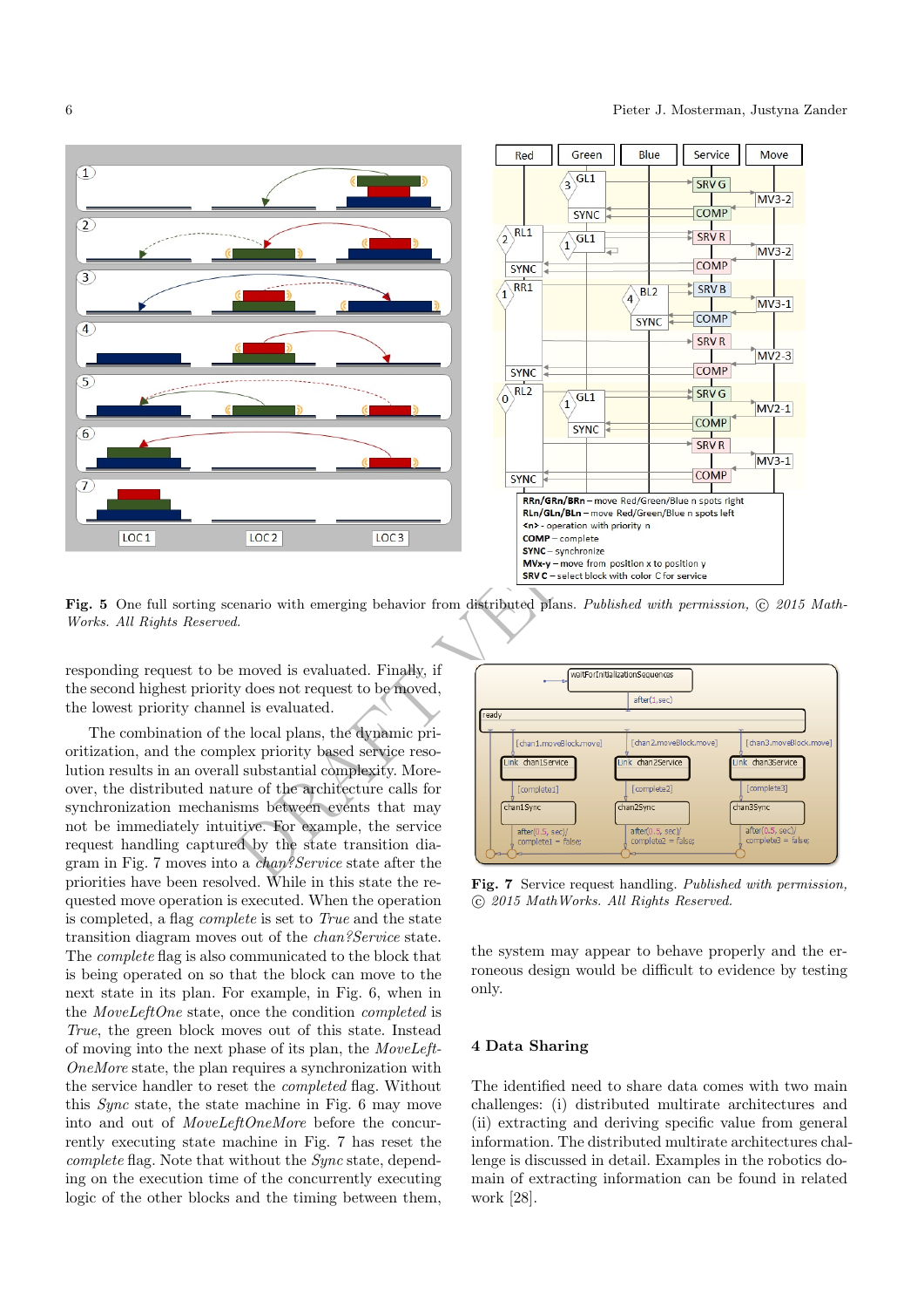Fig. 5 One full sorting scenario with emerging behavior from distributed plans. *Published with permission, © 2015 MathWorks. All Rights Reserved.*

responding request to be moved is evaluated. Finally, if the second highest priority does not request to be moved, the lowest priority channel is evaluated.

The combination of the local plans, the dynamic prioritization, and the complex priority based service resolution results in an overall substantial complexity. Moreover, the distributed nature of the architecture calls for synchronization mechanisms between events that may not be immediately intuitive. For example, the service request handling captured by the state transition diagram in Fig. 7 moves into a *chan?Service* state after the priorities have been resolved. While in this state the requested move operation is executed. When the operation is completed, a flag *complete* is set to *True* and the state transition diagram moves out of the *chan?Service* state. The *complete* flag is also communicated to the block that is being operated on so that the block can move to the next state in its plan. For example, in Fig. 6, when in the *MoveLeftOne* state, once the condition *completed* is *True*, the green block moves out of this state. Instead of moving into the next phase of its plan, the *MoveLeftOneMore* state, the plan requires a synchronization with the service handler to reset the *completed* flag. Without this *Sync* state, the state machine in Fig. 6 may move into and out of *MoveLeftOneMore* before the concurrently executing state machine in Fig. 7 has reset the *complete* flag. Note that without the *Sync* state, depending on the execution time of the concurrently executing logic of the other blocks and the timing between them, the system may appear to behave properly and the erroneous design would be difficult to evidence by testing only.

Fig. 7 Service request handling. *Published with permission, © 2015 MathWorks. All Rights Reserved.*

## 4 Data Sharing

The identified need to share data comes with two main challenges: (i) distributed multirate architectures and (ii) extracting and deriving specific value from general information. The distributed multirate architectures challenge is discussed in detail. Examples in the robotics domain of extracting information can be found in related work [28].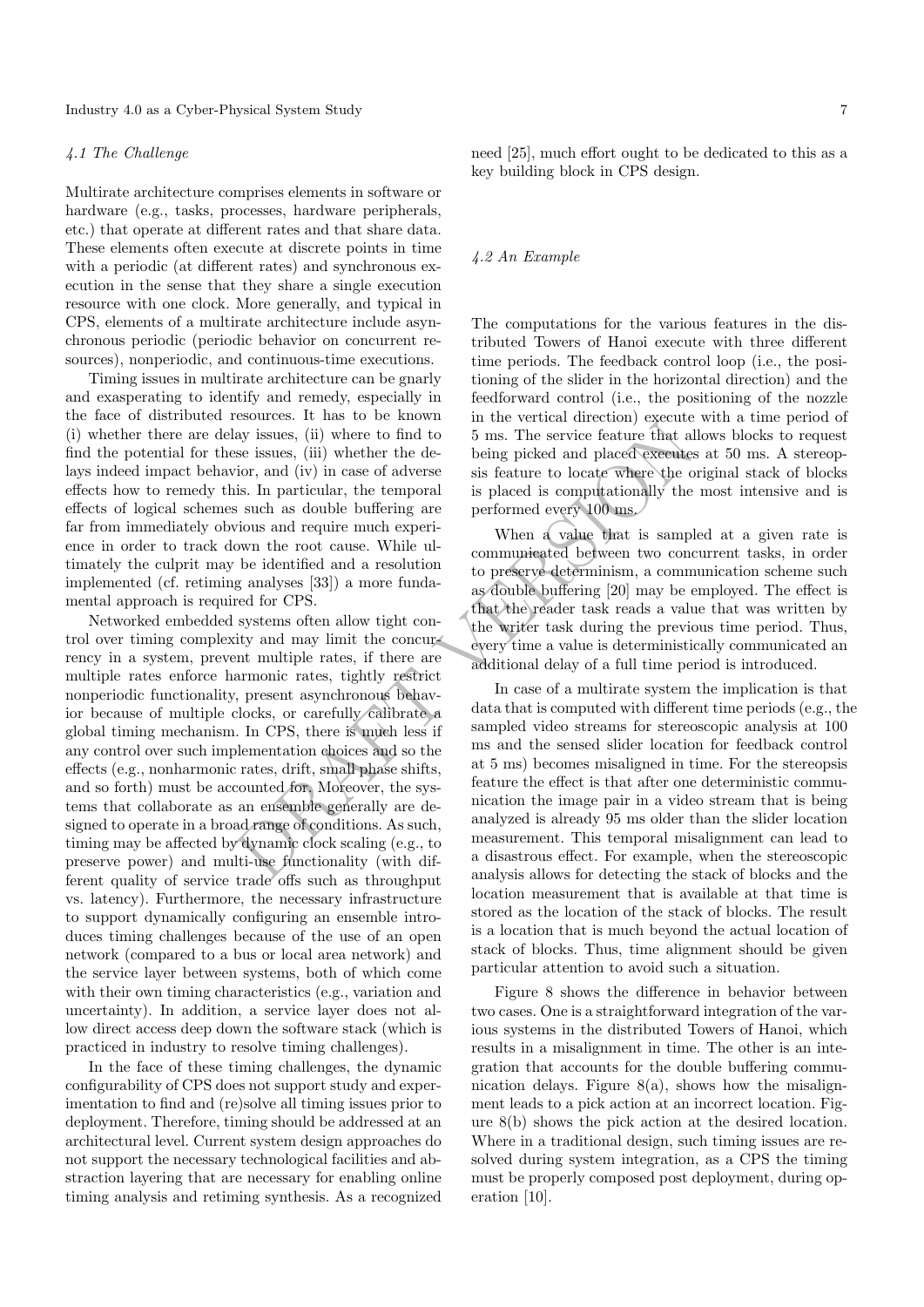### 4.1 The Challenge

Multirate architecture comprises elements in software or hardware (e.g., tasks, processes, hardware peripherals, etc.) that operate at different rates and that share data. These elements often execute at discrete points in time with a periodic (at different rates) and synchronous execution in the sense that they share a single execution resource with one clock. More generally, and typical in CPS, elements of a multirate architecture include asynchronous periodic (periodic behavior on concurrent resources), nonperiodic, and continuous-time executions.

Timing issues in multirate architecture can be gnarly and exasperating to identify and remedy, especially in the face of distributed resources. It has to be known (i) whether there are delay issues, (ii) where to find to find the potential for these issues, (iii) whether the delays indeed impact behavior, and (iv) in case of adverse effects how to remedy this. In particular, the temporal effects of logical schemes such as double buffering are far from immediately obvious and require much experience in order to track down the root cause. While ultimately the culprit may be identified and a resolution implemented (cf. retiming analyses [33]) a more fundamental approach is required for CPS.

Networked embedded systems often allow tight control over timing complexity and may limit the concurrency in a system, prevent multiple rates, if there are multiple rates enforce harmonic rates, tightly restrict nonperiodic functionality, present asynchronous behavior because of multiple clocks, or carefully calibrate a global timing mechanism. In CPS, there is much less if any control over such implementation choices and so the effects (e.g., nonharmonic rates, drift, small phase shifts, and so forth) must be accounted for. Moreover, the systems that collaborate as an ensemble generally are designed to operate in a broad range of conditions. As such, timing may be affected by dynamic clock scaling (e.g., to preserve power) and multi-use functionality (with different quality of service trade offs such as throughput vs. latency). Furthermore, the necessary infrastructure to support dynamically configuring an ensemble introduces timing challenges because of the use of an open network (compared to a bus or local area network) and the service layer between systems, both of which come with their own timing characteristics (e.g., variation and uncertainty). In addition, a service layer does not allow direct access deep down the software stack (which is practiced in industry to resolve timing challenges).

In the face of these timing challenges, the dynamic configurability of CPS does not support study and experimentation to find and (re)solve all timing issues prior to deployment. Therefore, timing should be addressed at an architectural level. Current system design approaches do not support the necessary technological facilities and abstraction layering that are necessary for enabling online timing analysis and retiming synthesis. As a recognized need [25], much effort ought to be dedicated to this as a key building block in CPS design.

### 4.2 An Example

The computations for the various features in the distributed Towers of Hanoi execute with three different time periods. The feedback control loop (i.e., the positioning of the slider in the horizontal direction) and the feedforward control (i.e., the positioning of the nozzle in the vertical direction) execute with a time period of 5 ms. The service feature that allows blocks to request being picked and placed executes at 50 ms. A stereopsis feature to locate where the original stack of blocks is placed is computationally the most intensive and is performed every 100 ms.

When a value that is sampled at a given rate is communicated between two concurrent tasks, in order to preserve determinism, a communication scheme such as double buffering [20] may be employed. The effect is that the reader task reads a value that was written by the writer task during the previous time period. Thus, every time a value is deterministically communicated an additional delay of a full time period is introduced.

In case of a multirate system the implication is that data that is computed with different time periods (e.g., the sampled video streams for stereoscopic analysis at 100 ms and the sensed slider location for feedback control at 5 ms) becomes misaligned in time. For the stereopsis feature the effect is that after one deterministic communication the image pair in a video stream that is being analyzed is already 95 ms older than the slider location measurement. This temporal misalignment can lead to a disastrous effect. For example, when the stereoscopic analysis allows for detecting the stack of blocks and the location measurement that is available at that time is stored as the location of the stack of blocks. The result is a location that is much beyond the actual location of stack of blocks. Thus, time alignment should be given particular attention to avoid such a situation.

Figure 8 shows the difference in behavior between two cases. One is a straightforward integration of the various systems in the distributed Towers of Hanoi, which results in a misalignment in time. The other is an integration that accounts for the double buffering communication delays. Figure 8(a), shows how the misalignment leads to a pick action at an incorrect location. Figure 8(b) shows the pick action at the desired location. Where in a traditional design, such timing issues are resolved during system integration, as a CPS the timing must be properly composed post deployment, during operation [10].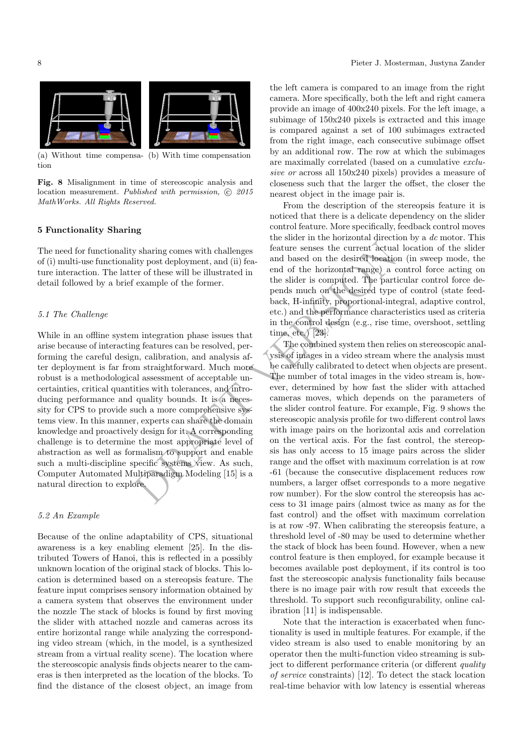(a) Without time compensation (b) With time compensation

**Fig. 8** Misalignment in time of stereoscopic analysis and location measurement. *Published with permission, © 2015 MathWorks. All Rights Reserved.*

## 5 Functionality Sharing

The need for functionality sharing comes with challenges of (i) multi-use functionality post deployment, and (ii) feature interaction. The latter of these will be illustrated in detail followed by a brief example of the former.

### 5.1 The Challenge

While in an offline system integration phase issues that arise because of interacting features can be resolved, performing the careful design, calibration, and analysis after deployment is far from straightforward. Much more robust is a methodological assessment of acceptable uncertainties, critical quantities with tolerances, and introducing performance and quality bounds. It is a necessity for CPS to provide such a more comprehensive systems view. In this manner, experts can share the domain knowledge and proactively design for it. A corresponding challenge is to determine the most appropriate level of abstraction as well as formalism to support and enable such a multi-discipline specific systems view. As such, Computer Automated Multiparadigm Modeling [15] is a natural direction to explore.

### 5.2 An Example

Because of the online adaptability of CPS, situational awareness is a key enabling element [25]. In the distributed Towers of Hanoi, this is reflected in a possibly unknown location of the original stack of blocks. This location is determined based on a stereopsis feature. The feature input comprises sensory information obtained by a camera system that observes the environment under the nozzle The stack of blocks is found by first moving the slider with attached nozzle and cameras across its entire horizontal range while analyzing the corresponding video stream (which, in the model, is a synthesized stream from a virtual reality scene). The location where the stereoscopic analysis finds objects nearer to the cameras is then interpreted as the location of the blocks. To find the distance of the closest object, an image from the left camera is compared to an image from the right camera. More specifically, both the left and right camera provide an image of 400x240 pixels. For the left image, a subimage of 150x240 pixels is extracted and this image is compared against a set of 100 subimages extracted from the right image, each consecutive subimage offset by an additional row. The row at which the subimages are maximally correlated (based on a cumulative *exclusive or* across all 150x240 pixels) provides a measure of closeness such that the larger the offset, the closer the nearest object in the image pair is.

From the description of the stereopsis feature it is noticed that there is a delicate dependency on the slider control feature. More specifically, feedback control moves the slider in the horizontal direction by a *dc* motor. This feature senses the current actual location of the slider and based on the desired location (in sweep mode, the end of the horizontal range) a control force acting on the slider is computed. The particular control force depends much on the desired type of control (state feedback, H-infinity, proportional-integral, adaptive control, etc.) and the performance characteristics used as criteria in the control design (e.g., rise time, overshoot, settling time, etc.) [23].

The combined system then relies on stereoscopic analysis of images in a video stream where the analysis must be carefully calibrated to detect when objects are present. The number of total images in the video stream is, however, determined by how fast the slider with attached cameras moves, which depends on the parameters of the slider control feature. For example, Fig. 9 shows the stereoscopic analysis profile for two different control laws with image pairs on the horizontal axis and correlation on the vertical axis. For the fast control, the stereopsis has only access to 15 image pairs across the slider range and the offset with maximum correlation is at row -61 (because the consecutive displacement reduces row numbers, a larger offset corresponds to a more negative row number). For the slow control the stereopsis has access to 31 image pairs (almost twice as many as for the fast control) and the offset with maximum correlation is at row -97. When calibrating the stereopsis feature, a threshold level of -80 may be used to determine whether the stack of block has been found. However, when a new control feature is then employed, for example because it becomes available post deployment, if its control is too fast the stereoscopic analysis functionality fails because there is no image pair with row result that exceeds the threshold. To support such reconfigurability, online calibration [11] is indispensable.

Note that the interaction is exacerbated when functionality is used in multiple features. For example, if the video stream is also used to enable monitoring by an operator then the multi-function video streaming is subject to different performance criteria (or different *quality of service* constraints) [12]. To detect the stack location real-time behavior with low latency is essential whereas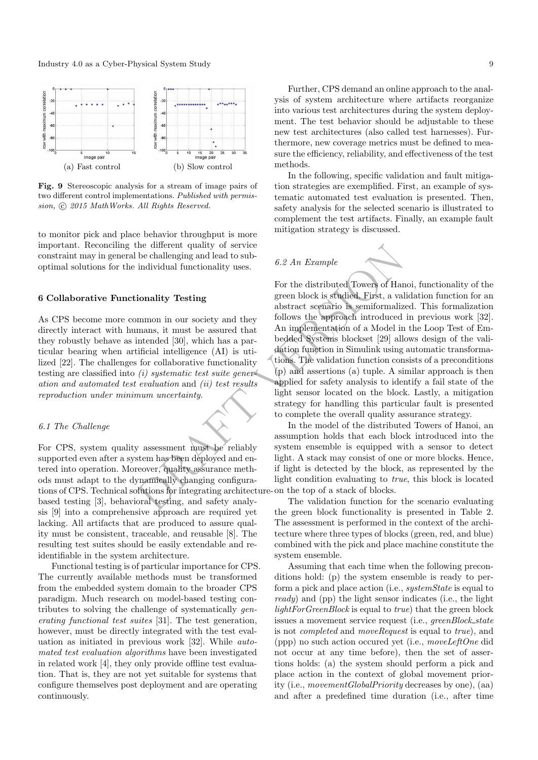(a) Fast control (b) Slow control

**Fig. 9** Stereoscopic analysis for a stream of image pairs of two different control implementations. *Published with permission, © 2015 MathWorks. All Rights Reserved.*

to monitor pick and place behavior throughput is more important. Reconciling the different quality of service constraint may in general be challenging and lead to suboptimal solutions for the individual functionality uses.

## 6 Collaborative Functionality Testing

As CPS become more common in our society and they directly interact with humans, it must be assured that they robustly behave as intended [30], which has a particular bearing when artificial intelligence (AI) is utilized [22]. The challenges for collaborative functionality testing are classified into *(i) systematic test suite generation and automated test evaluation* and *(ii) test results reproduction under minimum uncertainty*.

### 6.1 The Challenge

For CPS, system quality assessment must be reliably supported even after a system has been deployed and entered into operation. Moreover, quality assurance methods must adapt to the dynamically changing configurations of CPS. Technical solutions for integrating architecture-based testing [3], behavioral testing, and safety analysis [9] into a comprehensive approach are required yet lacking. All artifacts that are produced to assure quality must be consistent, traceable, and reusable [8]. The resulting test suites should be easily extendable and reidentifiable in the system architecture.

Functional testing is of particular importance for CPS. The currently available methods must be transformed from the embedded system domain to the broader CPS paradigm. Much research on model-based testing contributes to solving the challenge of systematically *generating functional test suites* [31]. The test generation, however, must be directly integrated with the test evaluation as initiated in previous work [32]. While *automated test evaluation algorithms* have been investigated in related work [4], they only provide offline test evaluation. That is, they are not yet suitable for systems that configure themselves post deployment and are operating continuously.

Further, CPS demand an online approach to the analysis of system architecture where artifacts reorganize into various test architectures during the system deployment. The test behavior should be adjustable to these new test architectures (also called test harnesses). Furthermore, new coverage metrics must be defined to measure the efficiency, reliability, and effectiveness of the test methods.

In the following, specific validation and fault mitigation strategies are exemplified. First, an example of systematic automated test evaluation is presented. Then, safety analysis for the selected scenario is illustrated to complement the test artifacts. Finally, an example fault mitigation strategy is discussed.

### 6.2 An Example

For the distributed Towers of Hanoi, functionality of the green block is studied. First, a validation function for an abstract scenario is semiformalized. This formalization follows the approach introduced in previous work [32]. An implementation of a Model in the Loop Test of Embedded Systems blockset [29] allows design of the validation function in Simulink using automatic transformations. The validation function consists of a preconditions (p) and assertions (a) tuple. A similar approach is then applied for safety analysis to identify a fail state of the light sensor located on the block. Lastly, a mitigation strategy for handling this particular fault is presented to complete the overall quality assurance strategy.

In the model of the distributed Towers of Hanoi, an assumption holds that each block introduced into the system ensemble is equipped with a sensor to detect light. A stack may consist of one or more blocks. Hence, if light is detected by the block, as represented by the light condition evaluating to *true*, this block is located on the top of a stack of blocks.

The validation function for the scenario evaluating the green block functionality is presented in Table 2. The assessment is performed in the context of the architecture where three types of blocks (green, red, and blue) combined with the pick and place machine constitute the system ensemble.

Assuming that each time when the following preconditions hold: (p) the system ensemble is ready to perform a pick and place action (i.e., *systemState* is equal to *ready*) and (pp) the light sensor indicates (i.e., the light *lightForGreenBlock* is equal to *true*) that the green block issues a movement service request (i.e., *greenBlock_state* is not *completed* and *moveRequest* is equal to *true*), and (ppp) no such action occured yet (i.e., *moveLeftOne* did not occur at any time before), then the set of assertions holds: (a) the system should perform a pick and place action in the context of global movement priority (i.e., *movementGlobalPriority* decreases by one), (aa) and after a predefined time duration (i.e., after time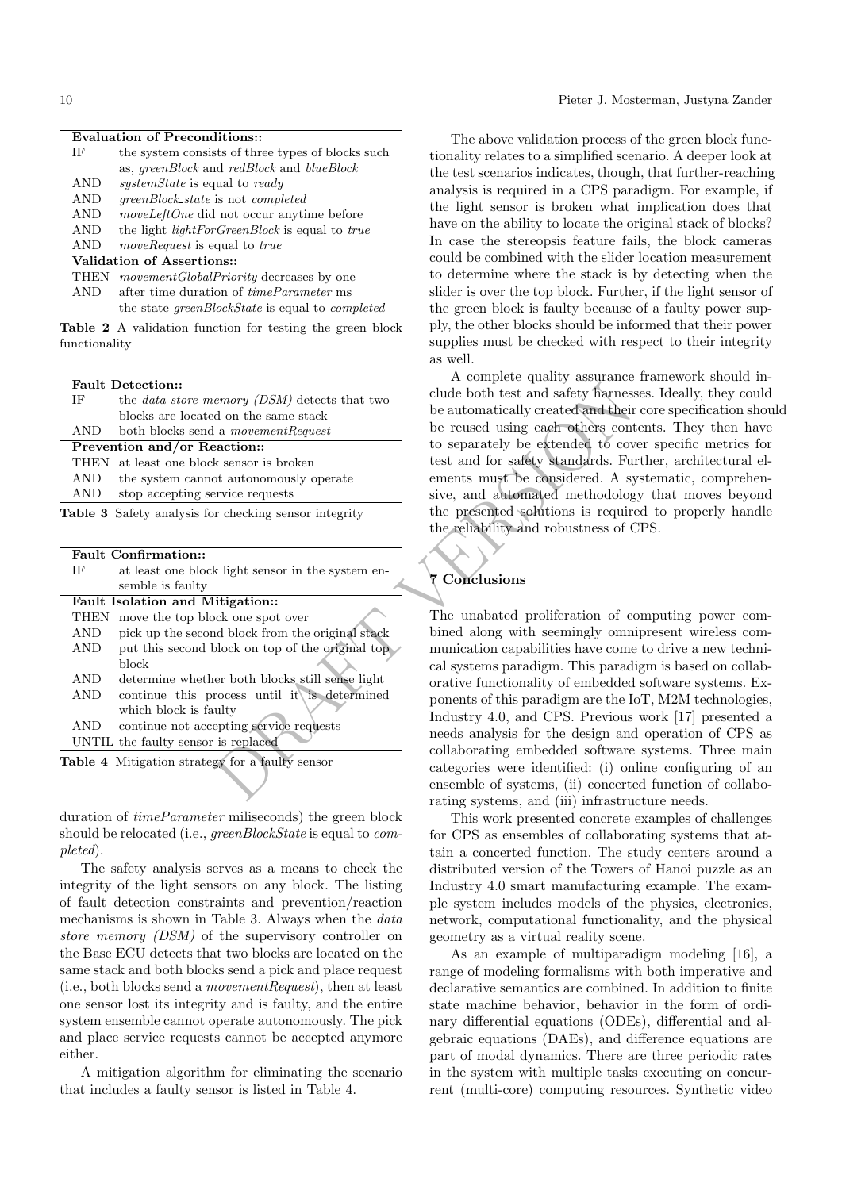| | |
|---|---|
| **Evaluation of Preconditions::** | |
| IF | the system consists of three types of blocks such as, *greenBlock* and *redBlock* and *blueBlock* |
| AND | *systemState* is equal to *ready* |
| AND | *greenBlock_state* is not *completed* |
| AND | *moveLeftOne* did not occur anytime before |
| AND | the light *lightForGreenBlock* is equal to *true* |
| AND | *moveRequest* is equal to *true* |
| **Validation of Assertions::** | |
| THEN | *movementGlobalPriority* decreases by one |
| AND | after time duration of *timeParameter* ms |
| | the state *greenBlockState* is equal to *completed* |

**Table 2** A validation function for testing the green block functionality

| | |
|---|---|
| **Fault Detection::** | |
| IF | the *data store memory (DSM)* detects that two blocks are located on the same stack |
| AND | both blocks send a *movementRequest* |
| **Prevention and/or Reaction::** | |
| THEN | at least one block sensor is broken |
| AND | the system cannot autonomously operate |
| AND | stop accepting service requests |

**Table 3** Safety analysis for checking sensor integrity

| | |
|---|---|
| **Fault Confirmation::** | |
| IF | at least one block light sensor in the system ensemble is faulty |
| **Fault Isolation and Mitigation::** | |
| THEN | move the top block one spot over |
| AND | pick up the second block from the original stack |
| AND | put this second block on top of the original top block |
| AND | determine whether both blocks still sense light |
| AND | continue this process until it is determined which block is faulty |
| AND | continue not accepting service requests |
| UNTIL | the faulty sensor is replaced |

**Table 4** Mitigation strategy for a faulty sensor

duration of *timeParameter* miliseconds) the green block should be relocated (i.e., *greenBlockState* is equal to *completed*).

The safety analysis serves as a means to check the integrity of the light sensors on any block. The listing of fault detection constraints and prevention/reaction mechanisms is shown in Table 3. Always when the *data store memory (DSM)* of the supervisory controller on the Base ECU detects that two blocks are located on the same stack and both blocks send a pick and place request (i.e., both blocks send a *movementRequest*), then at least one sensor lost its integrity and is faulty, and the entire system ensemble cannot operate autonomously. The pick and place service requests cannot be accepted anymore either.

A mitigation algorithm for eliminating the scenario that includes a faulty sensor is listed in Table 4.

The above validation process of the green block functionality relates to a simplified scenario. A deeper look at the test scenarios indicates, though, that further-reaching analysis is required in a CPS paradigm. For example, if the light sensor is broken what implication does that have on the ability to locate the original stack of blocks? In case the stereopsis feature fails, the block cameras could be combined with the slider location measurement to determine where the stack is by detecting when the slider is over the top block. Further, if the light sensor of the green block is faulty because of a faulty power supply, the other blocks should be informed that their power supplies must be checked with respect to their integrity as well.

A complete quality assurance framework should include both test and safety harnesses. Ideally, they could be automatically created and their core specification should be reused using each others contents. They then have to separately be extended to cover specific metrics for test and for safety standards. Further, architectural elements must be considered. A systematic, comprehensive, and automated methodology that moves beyond the presented solutions is required to properly handle the reliability and robustness of CPS.

## 7 Conclusions

The unabated proliferation of computing power combined along with seemingly omnipresent wireless communication capabilities have come to drive a new technical systems paradigm. This paradigm is based on collaborative functionality of embedded software systems. Exponents of this paradigm are the IoT, M2M technologies, Industry 4.0, and CPS. Previous work [17] presented a needs analysis for the design and operation of CPS as collaborating embedded software systems. Three main categories were identified: (i) online configuring of an ensemble of systems, (ii) concerted function of collaborating systems, and (iii) infrastructure needs.

This work presented concrete examples of challenges for CPS as ensembles of collaborating systems that attain a concerted function. The study centers around a distributed version of the Towers of Hanoi puzzle as an Industry 4.0 smart manufacturing example. The example system includes models of the physics, electronics, network, computational functionality, and the physical geometry as a virtual reality scene.

As an example of multiparadigm modeling [16], a range of modeling formalisms with both imperative and declarative semantics are combined. In addition to finite state machine behavior, behavior in the form of ordinary differential equations (ODEs), differential and algebraic equations (DAEs), and difference equations are part of modal dynamics. There are three periodic rates in the system with multiple tasks executing on concurrent (multi-core) computing resources. Synthetic video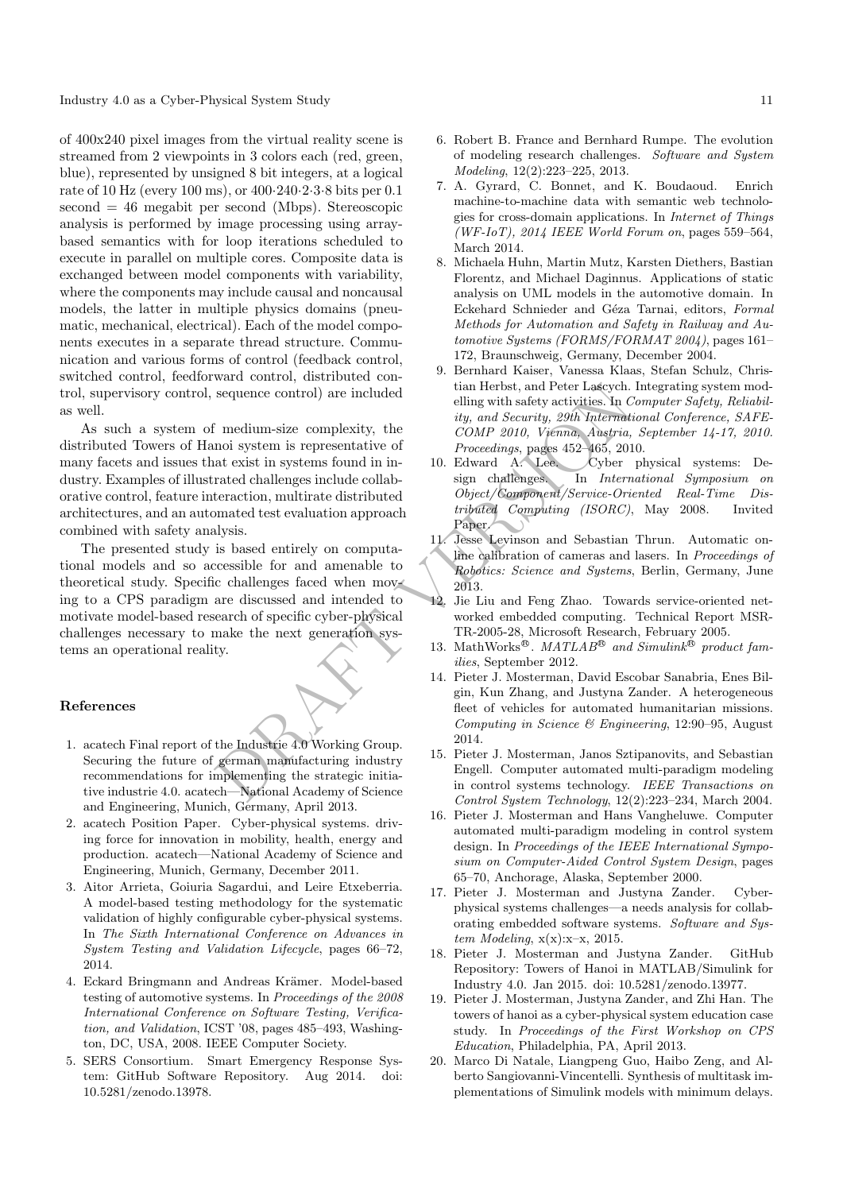of 400x240 pixel images from the virtual reality scene is streamed from 2 viewpoints in 3 colors each (red, green, blue), represented by unsigned 8 bit integers, at a logical rate of 10 Hz (every 100 ms), or $400 \cdot 240 \cdot 2 \cdot 3 \cdot 8$ bits per 0.1 second = 46 megabit per second (Mbps). Stereoscopic analysis is performed by image processing using array-based semantics with for loop iterations scheduled to execute in parallel on multiple cores. Composite data is exchanged between model components with variability, where the components may include causal and noncausal models, the latter in multiple physics domains (pneumatic, mechanical, electrical). Each of the model components executes in a separate thread structure. Communication and various forms of control (feedback control, switched control, feedforward control, distributed control, supervisory control, sequence control) are included as well.

As such a system of medium-size complexity, the distributed Towers of Hanoi system is representative of many facets and issues that exist in systems found in industry. Examples of illustrated challenges include collaborative control, feature interaction, multirate distributed architectures, and an automated test evaluation approach combined with safety analysis.

The presented study is based entirely on computational models and so accessible for and amenable to theoretical study. Specific challenges faced when moving to a CPS paradigm are discussed and intended to motivate model-based research of specific cyber-physical challenges necessary to make the next generation systems an operational reality.

## References

1. acatech Final report of the Industrie 4.0 Working Group. Securing the future of german manufacturing industry recommendations for implementing the strategic initiative industrie 4.0. acatech—National Academy of Science and Engineering, Munich, Germany, April 2013.
2. acatech Position Paper. Cyber-physical systems. driving force for innovation in mobility, health, energy and production. acatech—National Academy of Science and Engineering, Munich, Germany, December 2011.
3. Aitor Arrieta, Goiuria Sagardui, and Leire Etxeberria. A model-based testing methodology for the systematic validation of highly configurable cyber-physical systems. In *The Sixth International Conference on Advances in System Testing and Validation Lifecycle*, pages 66–72, 2014.
4. Eckard Bringmann and Andreas Krämer. Model-based testing of automotive systems. In *Proceedings of the 2008 International Conference on Software Testing, Verification, and Validation*, ICST '08, pages 485–493, Washington, DC, USA, 2008. IEEE Computer Society.
5. SERS Consortium. Smart Emergency Response System: GitHub Software Repository. Aug 2014. doi: 10.5281/zenodo.13978.
6. Robert B. France and Bernhard Rumpe. The evolution of modeling research challenges. *Software and System Modeling*, 12(2):223–225, 2013.
7. A. Gyrard, C. Bonnet, and K. Boudaoud. Enrich machine-to-machine data with semantic web technologies for cross-domain applications. In *Internet of Things (WF-IoT), 2014 IEEE World Forum on*, pages 559–564, March 2014.
8. Michaela Huhn, Martin Mutz, Karsten Diethers, Bastian Florentz, and Michael Daginnus. Applications of static analysis on UML models in the automotive domain. In Eckehard Schnieder and Géza Tarnai, editors, *Formal Methods for Automation and Safety in Railway and Automotive Systems (FORMS/FORMAT 2004)*, pages 161–172, Braunschweig, Germany, December 2004.
9. Bernhard Kaiser, Vanessa Klaas, Stefan Schulz, Christian Herbst, and Peter Lascych. Integrating system modelling with safety activities. In *Computer Safety, Reliability, and Security, 29th International Conference, SAFECOMP 2010, Vienna, Austria, September 14-17, 2010. Proceedings*, pages 452–465, 2010.
10. Edward A. Lee. Cyber physical systems: Design challenges. In *International Symposium on Object/Component/Service-Oriented Real-Time Distributed Computing (ISORC)*, May 2008. Invited Paper.
11. Jesse Levinson and Sebastian Thrun. Automatic online calibration of cameras and lasers. In *Proceedings of Robotics: Science and Systems*, Berlin, Germany, June 2013.
12. Jie Liu and Feng Zhao. Towards service-oriented networked embedded computing. Technical Report MSR-TR-2005-28, Microsoft Research, February 2005.
13. MathWorks®. *MATLAB® and Simulink® product families*, September 2012.
14. Pieter J. Mosterman, David Escobar Sanabria, Enes Bilgin, Kun Zhang, and Justyna Zander. A heterogeneous fleet of vehicles for automated humanitarian missions. *Computing in Science & Engineering*, 12:90–95, August 2014.
15. Pieter J. Mosterman, Janos Sztipanovits, and Sebastian Engell. Computer automated multi-paradigm modeling in control systems technology. *IEEE Transactions on Control System Technology*, 12(2):223–234, March 2004.
16. Pieter J. Mosterman and Hans Vangheluwe. Computer automated multi-paradigm modeling in control system design. In *Proceedings of the IEEE International Symposium on Computer-Aided Control System Design*, pages 65–70, Anchorage, Alaska, September 2000.
17. Pieter J. Mosterman and Justyna Zander. Cyber-physical systems challenges—a needs analysis for collaborating embedded software systems. *Software and System Modeling*, x(x):x–x, 2015.
18. Pieter J. Mosterman and Justyna Zander. GitHub Repository: Towers of Hanoi in MATLAB/Simulink for Industry 4.0. Jan 2015. doi: 10.5281/zenodo.13977.
19. Pieter J. Mosterman, Justyna Zander, and Zhi Han. The towers of hanoi as a cyber-physical system education case study. In *Proceedings of the First Workshop on CPS Education*, Philadelphia, PA, April 2013.
20. Marco Di Natale, Liangpeng Guo, Haibo Zeng, and Alberto Sangiovanni-Vincentelli. Synthesis of multitask implementations of Simulink models with minimum delays.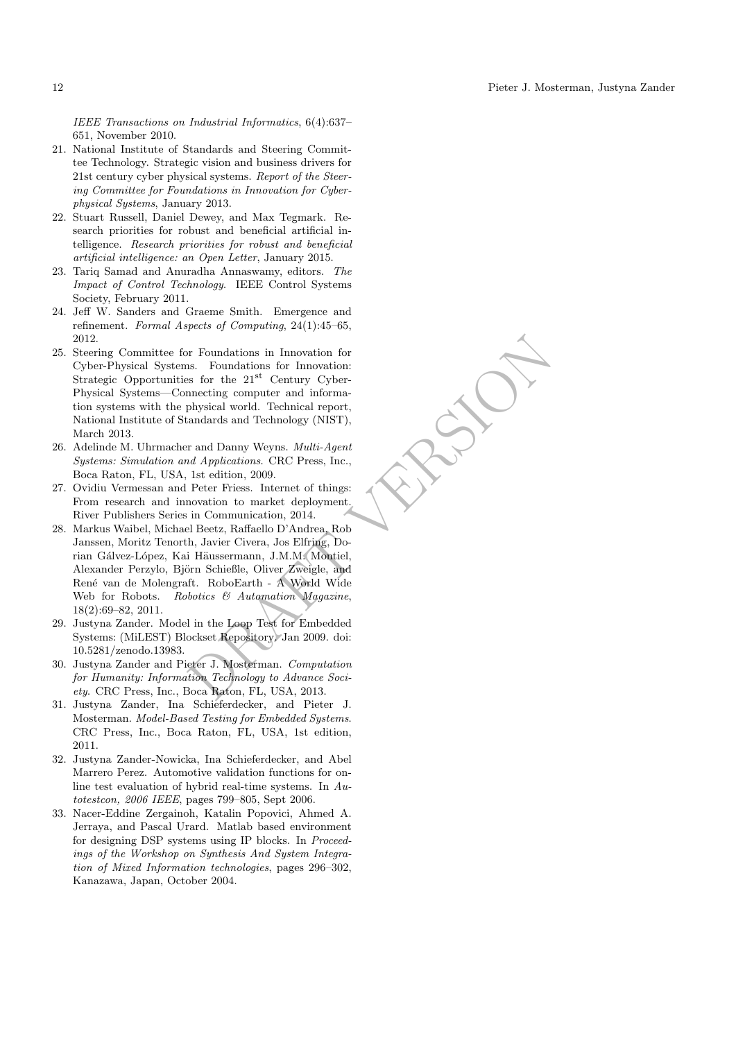*IEEE Transactions on Industrial Informatics*, 6(4):637–651, November 2010.

21. National Institute of Standards and Steering Committee Technology. Strategic vision and business drivers for 21st century cyber physical systems. *Report of the Steering Committee for Foundations in Innovation for Cyber-physical Systems*, January 2013.
22. Stuart Russell, Daniel Dewey, and Max Tegmark. Research priorities for robust and beneficial artificial intelligence. *Research priorities for robust and beneficial artificial intelligence: an Open Letter*, January 2015.
23. Tariq Samad and Anuradha Annaswamy, editors. *The Impact of Control Technology*. IEEE Control Systems Society, February 2011.
24. Jeff W. Sanders and Graeme Smith. Emergence and refinement. *Formal Aspects of Computing*, 24(1):45–65, 2012.
25. Steering Committee for Foundations in Innovation for Cyber-Physical Systems. Foundations for Innovation: Strategic Opportunities for the 21$^{st}$ Century Cyber-Physical Systems—Connecting computer and information systems with the physical world. Technical report, National Institute of Standards and Technology (NIST), March 2013.
26. Adelinde M. Uhrmacher and Danny Weyns. *Multi-Agent Systems: Simulation and Applications*. CRC Press, Inc., Boca Raton, FL, USA, 1st edition, 2009.
27. Ovidiu Vermessan and Peter Friess. Internet of things: From research and innovation to market deployment. River Publishers Series in Communication, 2014.
28. Markus Waibel, Michael Beetz, Raffaello D'Andrea, Rob Janssen, Moritz Tenorth, Javier Civera, Jos Elfring, Dorian Gálvez-López, Kai Häussermann, J.M.M. Montiel, Alexander Perzylo, Björn Schießle, Oliver Zweigle, and René van de Molengraft. RoboEarth - A World Wide Web for Robots. *Robotics & Automation Magazine*, 18(2):69–82, 2011.
29. Justyna Zander. Model in the Loop Test for Embedded Systems: (MiLEST) Blockset Repository. Jan 2009. doi: 10.5281/zenodo.13983.
30. Justyna Zander and Pieter J. Mosterman. *Computation for Humanity: Information Technology to Advance Society*. CRC Press, Inc., Boca Raton, FL, USA, 2013.
31. Justyna Zander, Ina Schieferdecker, and Pieter J. Mosterman. *Model-Based Testing for Embedded Systems*. CRC Press, Inc., Boca Raton, FL, USA, 1st edition, 2011.
32. Justyna Zander-Nowicka, Ina Schieferdecker, and Abel Marrero Perez. Automotive validation functions for online test evaluation of hybrid real-time systems. In *Autotestcon, 2006 IEEE*, pages 799–805, Sept 2006.
33. Nacer-Eddine Zergainoh, Katalin Popovici, Ahmed A. Jerraya, and Pascal Urard. Matlab based environment for designing DSP systems using IP blocks. In *Proceedings of the Workshop on Synthesis And System Integration of Mixed Information technologies*, pages 296–302, Kanazawa, Japan, October 2004.